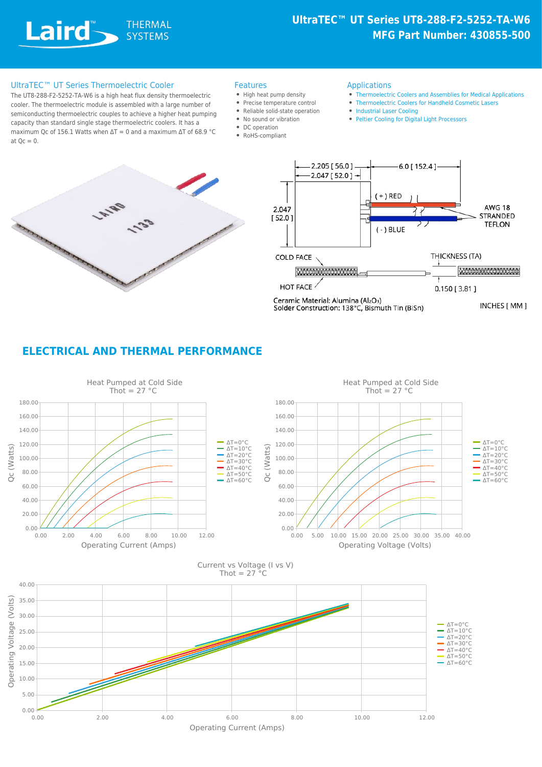# UltraTEC™ UT Series UT8-288-F2-5252-TA-W6

**MFG Part Number: 430855-500**

## UltraTEC™ UT Series Thermoelectric Cooler

The UT8-288-F2-5252-TA-W6 is a high heat flux density thermoelectric cooler. The thermoelectric module is assembled with a large number of semiconducting thermoelectric couples to achieve a higher heat pumping capacity than standard single stage thermoelectric coolers. It has a maximum Qc of 156.1 Watts when ΔT = 0 and a maximum ΔT of 68.9 °C at Qc = 0.

## Features

- High heat pump density
- Precise temperature control
- Reliable solid-state operation
- No sound or vibration
- DC operation
- RoHS-compliant

## Applications

- Thermoelectric Coolers and Assemblies for Medical Applications
- Thermoelectric Coolers for Handheld Cosmetic Lasers
- Industrial Laser Cooling
- Peltier Cooling for Digital Light Processors

2.205 [ 56.0 ]
2.047 [ 52.0 ]
6.0 [ 152.4 ]
2.047 [ 52.0 ]
( + ) RED
( - ) BLUE
AWG 18 STRANDED TEFLON
COLD FACE
HOT FACE
THICKNESS (TA)
0.150 [ 3.81 ]

Ceramic Material: Alumina ($Al_2O_3$)
Solder Construction: 138°C, Bismuth Tin (BiSn)

INCHES [ MM ]

## ELECTRICAL AND THERMAL PERFORMANCE

Heat Pumped at Cold Side
Thot = 27 °C
(Qc (Watts) vs Operating Current (Amps); ΔT=0°C, ΔT=10°C, ΔT=20°C, ΔT=30°C, ΔT=40°C, ΔT=50°C, ΔT=60°C)

Heat Pumped at Cold Side
Thot = 27 °C
(Qc (Watts) vs Operating Voltage (Volts); ΔT=0°C, ΔT=10°C, ΔT=20°C, ΔT=30°C, ΔT=40°C, ΔT=50°C, ΔT=60°C)

Current vs Voltage (I vs V)
Thot = 27 °C
(Operating Voltage (Volts) vs Operating Current (Amps); ΔT=0°C, ΔT=10°C, ΔT=20°C, ΔT=30°C, ΔT=40°C, ΔT=50°C, ΔT=60°C)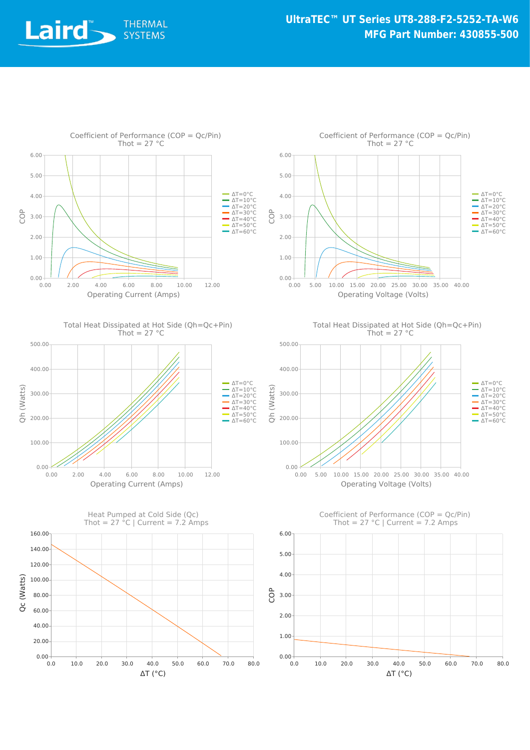# UltraTEC™ UT Series UT8-288-F2-5252-TA-W6
## MFG Part Number: 430855-500

### Coefficient of Performance (COP = Qc/Pin)
Thot = 27 °C

COP vs. Operating Current (Amps)

Legend: ΔT=0°C, ΔT=10°C, ΔT=20°C, ΔT=30°C, ΔT=40°C, ΔT=50°C, ΔT=60°C

### Coefficient of Performance (COP = Qc/Pin)
Thot = 27 °C

COP vs. Operating Voltage (Volts)

Legend: ΔT=0°C, ΔT=10°C, ΔT=20°C, ΔT=30°C, ΔT=40°C, ΔT=50°C, ΔT=60°C

### Total Heat Dissipated at Hot Side (Qh=Qc+Pin)
Thot = 27 °C

Qh (Watts) vs. Operating Current (Amps)

Legend: ΔT=0°C, ΔT=10°C, ΔT=20°C, ΔT=30°C, ΔT=40°C, ΔT=50°C, ΔT=60°C

### Total Heat Dissipated at Hot Side (Qh=Qc+Pin)
Thot = 27 °C

Qh (Watts) vs. Operating Voltage (Volts)

Legend: ΔT=0°C, ΔT=10°C, ΔT=20°C, ΔT=30°C, ΔT=40°C, ΔT=50°C, ΔT=60°C

### Heat Pumped at Cold Side (Qc)
Thot = 27 °C | Current = 7.2 Amps

Qc (Watts) vs. ΔT (°C)

### Coefficient of Performance (COP = Qc/Pin)
Thot = 27 °C | Current = 7.2 Amps

COP vs. ΔT (°C)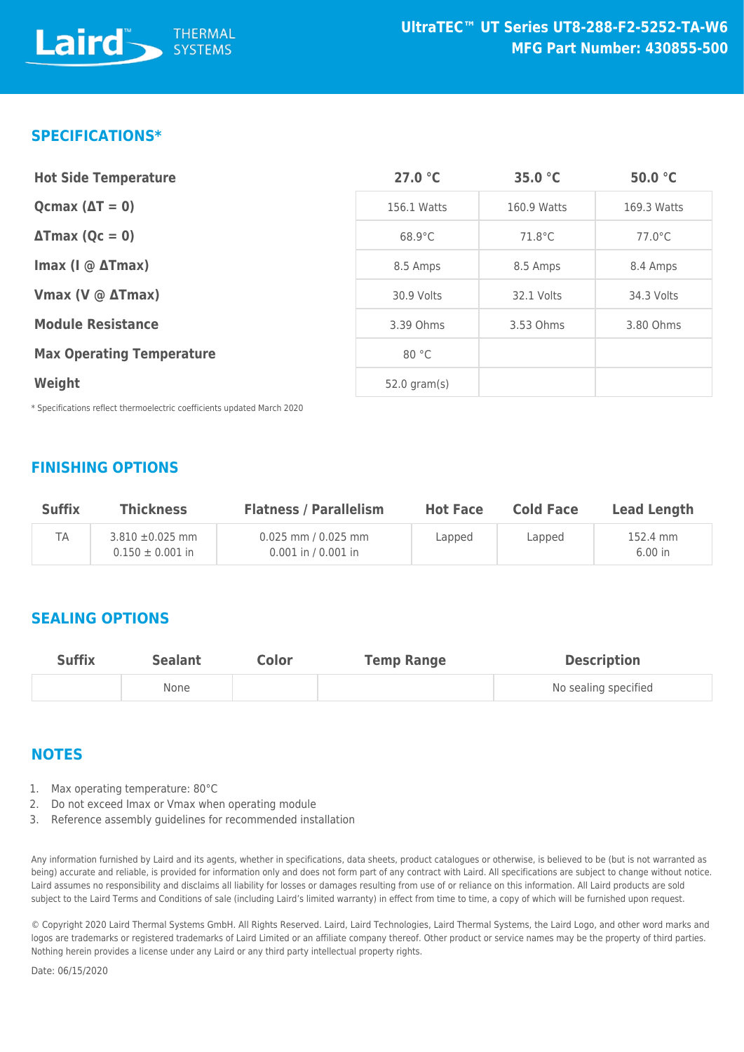# UltraTEC™ UT Series UT8-288-F2-5252-TA-W6
## MFG Part Number: 430855-500

## SPECIFICATIONS*

| Hot Side Temperature | 27.0 °C | 35.0 °C | 50.0 °C |
|---|---|---|---|
| Qcmax (ΔT = 0) | 156.1 Watts | 160.9 Watts | 169.3 Watts |
| ΔTmax (Qc = 0) | 68.9°C | 71.8°C | 77.0°C |
| Imax (I @ ΔTmax) | 8.5 Amps | 8.5 Amps | 8.4 Amps |
| Vmax (V @ ΔTmax) | 30.9 Volts | 32.1 Volts | 34.3 Volts |
| Module Resistance | 3.39 Ohms | 3.53 Ohms | 3.80 Ohms |
| Max Operating Temperature | 80 °C | | |
| Weight | 52.0 gram(s) | | |

* Specifications reflect thermoelectric coefficients updated March 2020

## FINISHING OPTIONS

| Suffix | Thickness | Flatness / Parallelism | Hot Face | Cold Face | Lead Length |
|---|---|---|---|---|---|
| TA | 3.810 ±0.025 mm<br>0.150 ± 0.001 in | 0.025 mm / 0.025 mm<br>0.001 in / 0.001 in | Lapped | Lapped | 152.4 mm<br>6.00 in |

## SEALING OPTIONS

| Suffix | Sealant | Color | Temp Range | Description |
|---|---|---|---|---|
| | None | | | No sealing specified |

## NOTES

1. Max operating temperature: 80°C
2. Do not exceed Imax or Vmax when operating module
3. Reference assembly guidelines for recommended installation

Any information furnished by Laird and its agents, whether in specifications, data sheets, product catalogues or otherwise, is believed to be (but is not warranted as being) accurate and reliable, is provided for information only and does not form part of any contract with Laird. All specifications are subject to change without notice. Laird assumes no responsibility and disclaims all liability for losses or damages resulting from use of or reliance on this information. All Laird products are sold subject to the Laird Terms and Conditions of sale (including Laird's limited warranty) in effect from time to time, a copy of which will be furnished upon request.

© Copyright 2020 Laird Thermal Systems GmbH. All Rights Reserved. Laird, Laird Technologies, Laird Thermal Systems, the Laird Logo, and other word marks and logos are trademarks or registered trademarks of Laird Limited or an affiliate company thereof. Other product or service names may be the property of third parties. Nothing herein provides a license under any Laird or any third party intellectual property rights.

Date: 06/15/2020